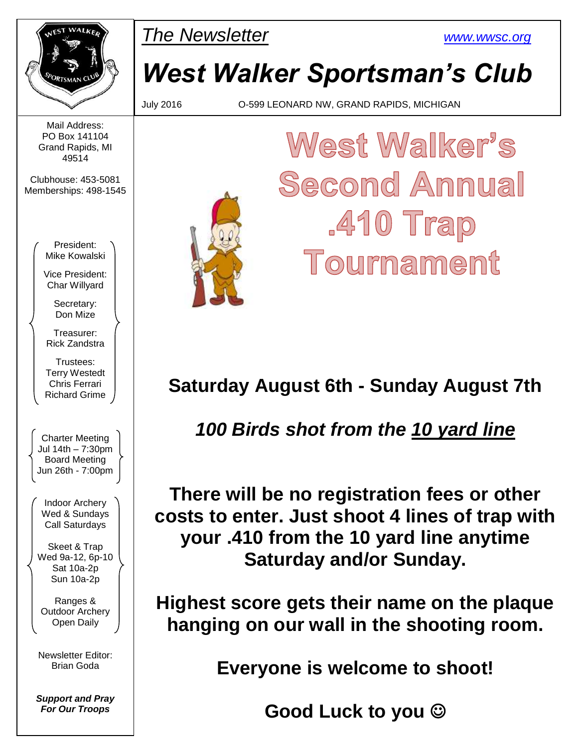*The Newsletter* www.wwsc.org

# West Walker Sportsman's Club

July 2016 O-599 LEONARD NW, GRAND RAPIDS, MICHIGAN

# West Walker's Second Annual .410 Trap Tournament

## Saturday August 6th - Sunday August 7th

***100 Birds shot from the 10 yard line***

**There will be no registration fees or other costs to enter. Just shoot 4 lines of trap with your .410 from the 10 yard line anytime Saturday and/or Sunday.**

**Highest score gets their name on the plaque hanging on our wall in the shooting room.**

**Everyone is welcome to shoot!**

**Good Luck to you ☺**

---

Mail Address:
PO Box 141104
Grand Rapids, MI
49514

Clubhouse: 453-5081
Memberships: 498-1545

President:
Mike Kowalski

Vice President:
Char Willyard

Secretary:
Don Mize

Treasurer:
Rick Zandstra

Trustees:
Terry Westedt
Chris Ferrari
Richard Grime

Charter Meeting
Jul 14th – 7:30pm
Board Meeting
Jun 26th - 7:00pm

Indoor Archery
Wed & Sundays
Call Saturdays

Skeet & Trap
Wed 9a-12, 6p-10
Sat 10a-2p
Sun 10a-2p

Ranges &
Outdoor Archery
Open Daily

Newsletter Editor:
Brian Goda

***Support and Pray For Our Troops***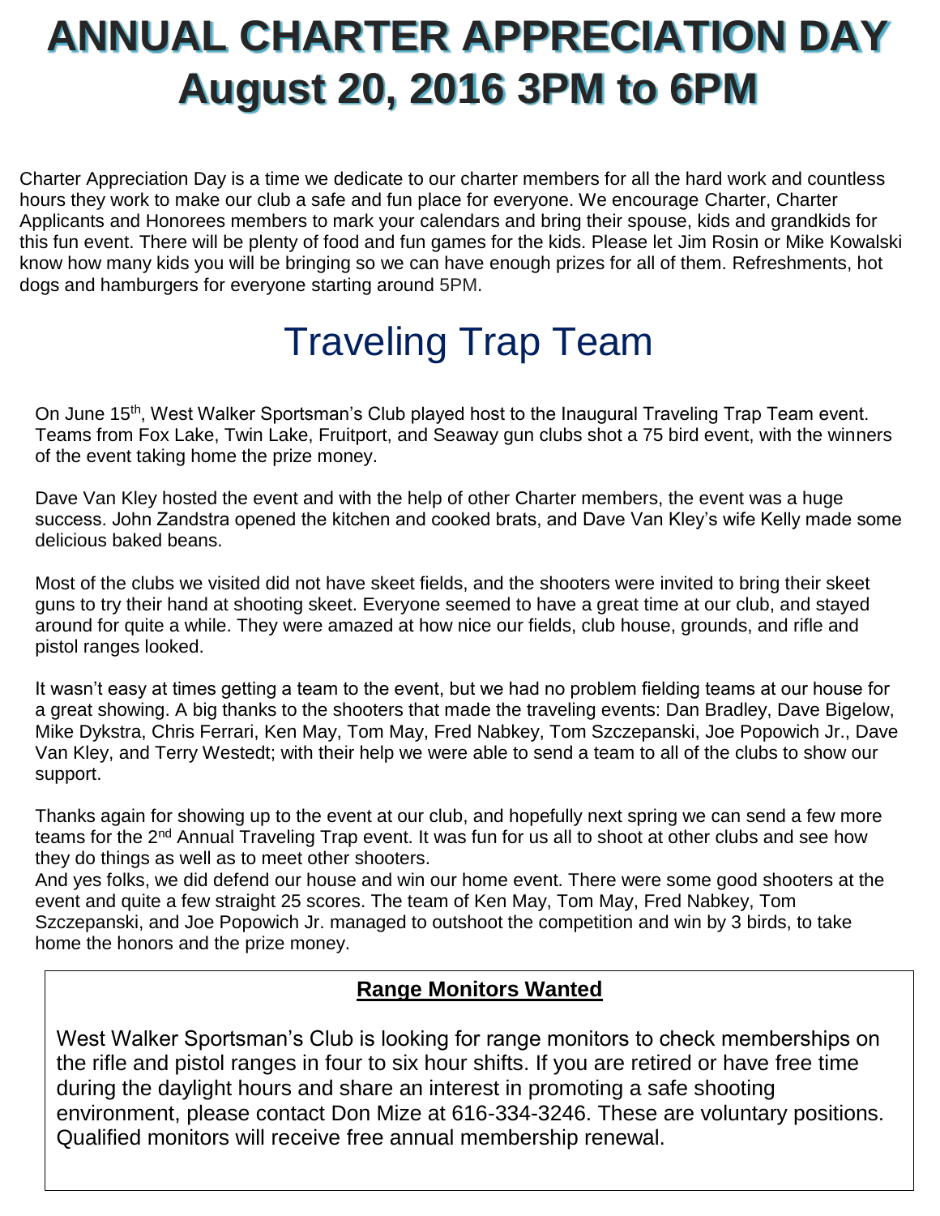# ANNUAL CHARTER APPRECIATION DAY
# August 20, 2016 3PM to 6PM

Charter Appreciation Day is a time we dedicate to our charter members for all the hard work and countless hours they work to make our club a safe and fun place for everyone. We encourage Charter, Charter Applicants and Honorees members to mark your calendars and bring their spouse, kids and grandkids for this fun event. There will be plenty of food and fun games for the kids. Please let Jim Rosin or Mike Kowalski know how many kids you will be bringing so we can have enough prizes for all of them. Refreshments, hot dogs and hamburgers for everyone starting around 5PM.

# Traveling Trap Team

On June 15th, West Walker Sportsman's Club played host to the Inaugural Traveling Trap Team event. Teams from Fox Lake, Twin Lake, Fruitport, and Seaway gun clubs shot a 75 bird event, with the winners of the event taking home the prize money.

Dave Van Kley hosted the event and with the help of other Charter members, the event was a huge success. John Zandstra opened the kitchen and cooked brats, and Dave Van Kley's wife Kelly made some delicious baked beans.

Most of the clubs we visited did not have skeet fields, and the shooters were invited to bring their skeet guns to try their hand at shooting skeet. Everyone seemed to have a great time at our club, and stayed around for quite a while. They were amazed at how nice our fields, club house, grounds, and rifle and pistol ranges looked.

It wasn't easy at times getting a team to the event, but we had no problem fielding teams at our house for a great showing. A big thanks to the shooters that made the traveling events: Dan Bradley, Dave Bigelow, Mike Dykstra, Chris Ferrari, Ken May, Tom May, Fred Nabkey, Tom Szczepanski, Joe Popowich Jr., Dave Van Kley, and Terry Westedt; with their help we were able to send a team to all of the clubs to show our support.

Thanks again for showing up to the event at our club, and hopefully next spring we can send a few more teams for the 2nd Annual Traveling Trap event. It was fun for us all to shoot at other clubs and see how they do things as well as to meet other shooters.
And yes folks, we did defend our house and win our home event. There were some good shooters at the event and quite a few straight 25 scores. The team of Ken May, Tom May, Fred Nabkey, Tom Szczepanski, and Joe Popowich Jr. managed to outshoot the competition and win by 3 birds, to take home the honors and the prize money.

**Range Monitors Wanted**

West Walker Sportsman's Club is looking for range monitors to check memberships on the rifle and pistol ranges in four to six hour shifts. If you are retired or have free time during the daylight hours and share an interest in promoting a safe shooting environment, please contact Don Mize at 616-334-3246. These are voluntary positions. Qualified monitors will receive free annual membership renewal.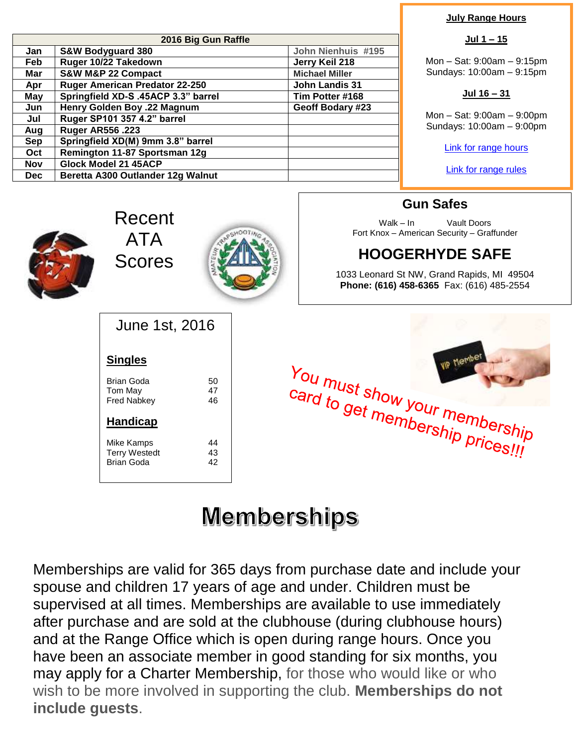| 2016 Big Gun Raffle | | |
|---|---|---|
| Jan | S&W Bodyguard 380 | John Nienhuis #195 |
| Feb | Ruger 10/22 Takedown | Jerry Keil 218 |
| Mar | S&W M&P 22 Compact | Michael Miller |
| Apr | Ruger American Predator 22-250 | John Landis 31 |
| May | Springfield XD-S .45ACP 3.3" barrel | Tim Potter #168 |
| Jun | Henry Golden Boy .22 Magnum | Geoff Bodary #23 |
| Jul | Ruger SP101 357 4.2" barrel | |
| Aug | Ruger AR556 .223 | |
| Sep | Springfield XD(M) 9mm 3.8" barrel | |
| Oct | Remington 11-87 Sportsman 12g | |
| Nov | Glock Model 21 45ACP | |
| Dec | Beretta A300 Outlander 12g Walnut | |

**July Range Hours**

**Jul 1 – 15**

Mon – Sat: 9:00am – 9:15pm
Sundays: 10:00am – 9:15pm

**Jul 16 – 31**

Mon – Sat: 9:00am – 9:00pm
Sundays: 10:00am – 9:00pm

Link for range hours

Link for range rules

## Recent ATA Scores

June 1st, 2016

**Singles**

| | |
|---|---|
| Brian Goda | 50 |
| Tom May | 47 |
| Fred Nabkey | 46 |

**Handicap**

| | |
|---|---|
| Mike Kamps | 44 |
| Terry Westedt | 43 |
| Brian Goda | 42 |

**Gun Safes**

Walk – In Vault Doors
Fort Knox – American Security – Graffunder

**HOOGERHYDE SAFE**

1033 Leonard St NW, Grand Rapids, MI 49504
**Phone: (616) 458-6365** Fax: (616) 485-2554

You must show your membership card to get membership prices!!!

# Memberships

Memberships are valid for 365 days from purchase date and include your spouse and children 17 years of age and under. Children must be supervised at all times. Memberships are available to use immediately after purchase and are sold at the clubhouse (during clubhouse hours) and at the Range Office which is open during range hours. Once you have been an associate member in good standing for six months, you may apply for a Charter Membership, for those who would like or who wish to be more involved in supporting the club. **Memberships do not include guests**.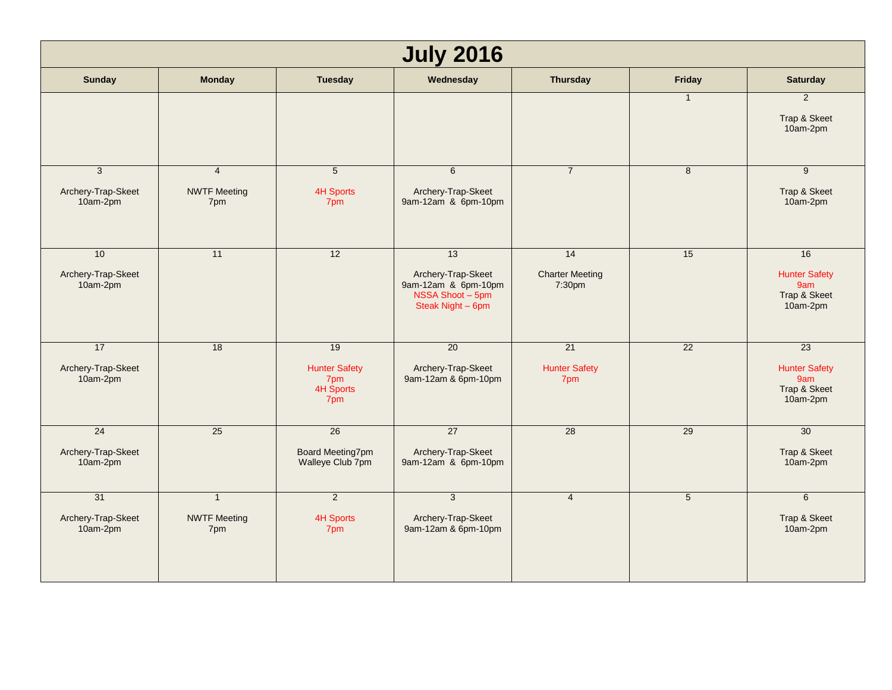# July 2016

| Sunday | Monday | Tuesday | Wednesday | Thursday | Friday | Saturday |
|---|---|---|---|---|---|---|
| | | | | | 1 | 2<br>Trap & Skeet<br>10am-2pm |
| 3<br>Archery-Trap-Skeet<br>10am-2pm | 4<br>NWTF Meeting<br>7pm | 5<br>4H Sports<br>7pm | 6<br>Archery-Trap-Skeet<br>9am-12am & 6pm-10pm | 7 | 8 | 9<br>Trap & Skeet<br>10am-2pm |
| 10<br>Archery-Trap-Skeet<br>10am-2pm | 11 | 12 | 13<br>Archery-Trap-Skeet<br>9am-12am & 6pm-10pm<br>NSSA Shoot – 5pm<br>Steak Night – 6pm | 14<br>Charter Meeting<br>7:30pm | 15 | 16<br>Hunter Safety<br>9am<br>Trap & Skeet<br>10am-2pm |
| 17<br>Archery-Trap-Skeet<br>10am-2pm | 18 | 19<br>Hunter Safety<br>7pm<br>4H Sports<br>7pm | 20<br>Archery-Trap-Skeet<br>9am-12am & 6pm-10pm | 21<br>Hunter Safety<br>7pm | 22 | 23<br>Hunter Safety<br>9am<br>Trap & Skeet<br>10am-2pm |
| 24<br>Archery-Trap-Skeet<br>10am-2pm | 25 | 26<br>Board Meeting7pm<br>Walleye Club 7pm | 27<br>Archery-Trap-Skeet<br>9am-12am & 6pm-10pm | 28 | 29 | 30<br>Trap & Skeet<br>10am-2pm |
| 31<br>Archery-Trap-Skeet<br>10am-2pm | 1<br>NWTF Meeting<br>7pm | 2<br>4H Sports<br>7pm | 3<br>Archery-Trap-Skeet<br>9am-12am & 6pm-10pm | 4 | 5 | 6<br>Trap & Skeet<br>10am-2pm |